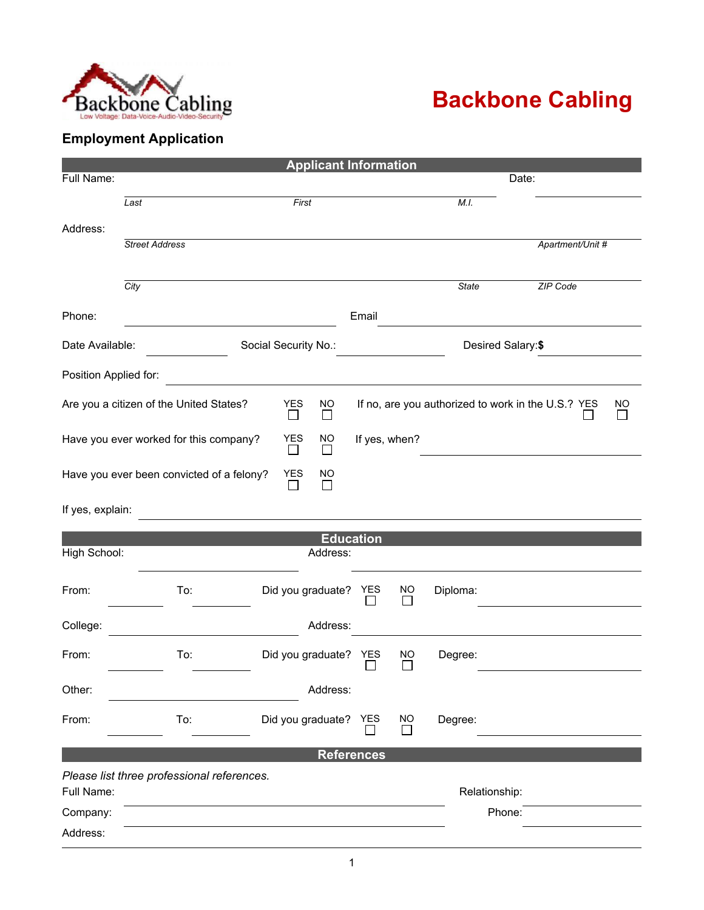Backbone Cabling

Low Voltage: Data-Voice-Audio-Video-Security

# Backbone Cabling

## Employment Application

### Applicant Information

Full Name: ______________________________________________ Date: ____________

*Last* *First* *M.I.*

Address: ______________________________________________

*Street Address* *Apartment/Unit #*

______________________________________________

*City* *State* *ZIP Code*

Phone: ____________________ Email ____________________

Date Available: ____________ Social Security No.: ____________ Desired Salary:**$** ____________

Position Applied for: ______________________________________________

Are you a citizen of the United States? YES ☐ NO ☐ If no, are you authorized to work in the U.S.? YES ☐ NO ☐

Have you ever worked for this company? YES ☐ NO ☐ If yes, when? ____________

Have you ever been convicted of a felony? YES ☐ NO ☐

If yes, explain: ______________________________________________

### Education

High School: ____________________ Address: ____________________

From: ________ To: ________ Did you graduate? YES ☐ NO ☐ Diploma: ____________

College: ____________________ Address: ____________________

From: ________ To: ________ Did you graduate? YES ☐ NO ☐ Degree: ____________

Other: ____________________ Address: ____________________

From: ________ To: ________ Did you graduate? YES ☐ NO ☐ Degree: ____________

### References

*Please list three professional references.*

Full Name: ______________________________ Relationship: ____________

Company: ______________________________ Phone: ____________

Address: ______________________________________________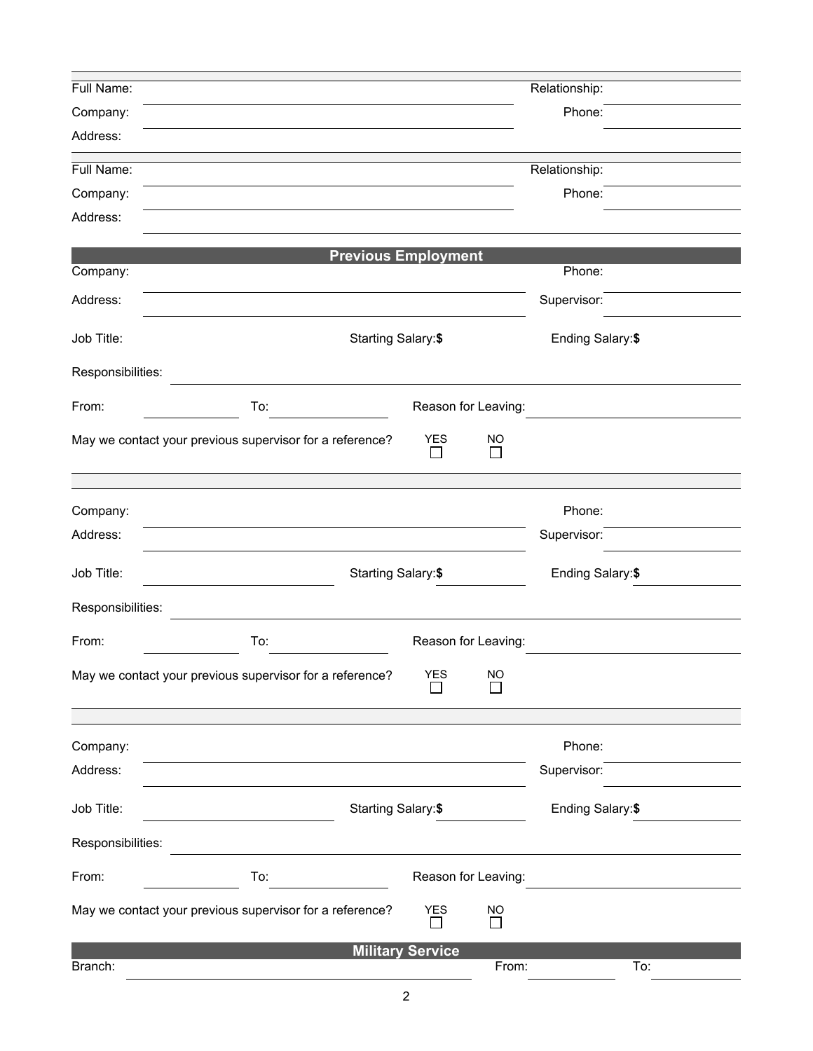Full Name: ______________________________ Relationship: ______________

Company: ______________________________ Phone: ______________

Address: ______________________________

---

Full Name: ______________________________ Relationship: ______________

Company: ______________________________ Phone: ______________

Address: ______________________________

## Previous Employment

Company: ______________________________ Phone: ______________

Address: ______________________________ Supervisor: ______________

Job Title: ______________ Starting Salary:**$** ______________ Ending Salary:**$** ______________

Responsibilities: ______________________________

From: ______________ To: ______________ Reason for Leaving: ______________

May we contact your previous supervisor for a reference? YES ☐ NO ☐

---

Company: ______________________________ Phone: ______________

Address: ______________________________ Supervisor: ______________

Job Title: ______________ Starting Salary:**$** ______________ Ending Salary:**$** ______________

Responsibilities: ______________________________

From: ______________ To: ______________ Reason for Leaving: ______________

May we contact your previous supervisor for a reference? YES ☐ NO ☐

---

Company: ______________________________ Phone: ______________

Address: ______________________________ Supervisor: ______________

Job Title: ______________ Starting Salary:**$** ______________ Ending Salary:**$** ______________

Responsibilities: ______________________________

From: ______________ To: ______________ Reason for Leaving: ______________

May we contact your previous supervisor for a reference? YES ☐ NO ☐

## Military Service

Branch: ______________________________ From: ______________ To: ______________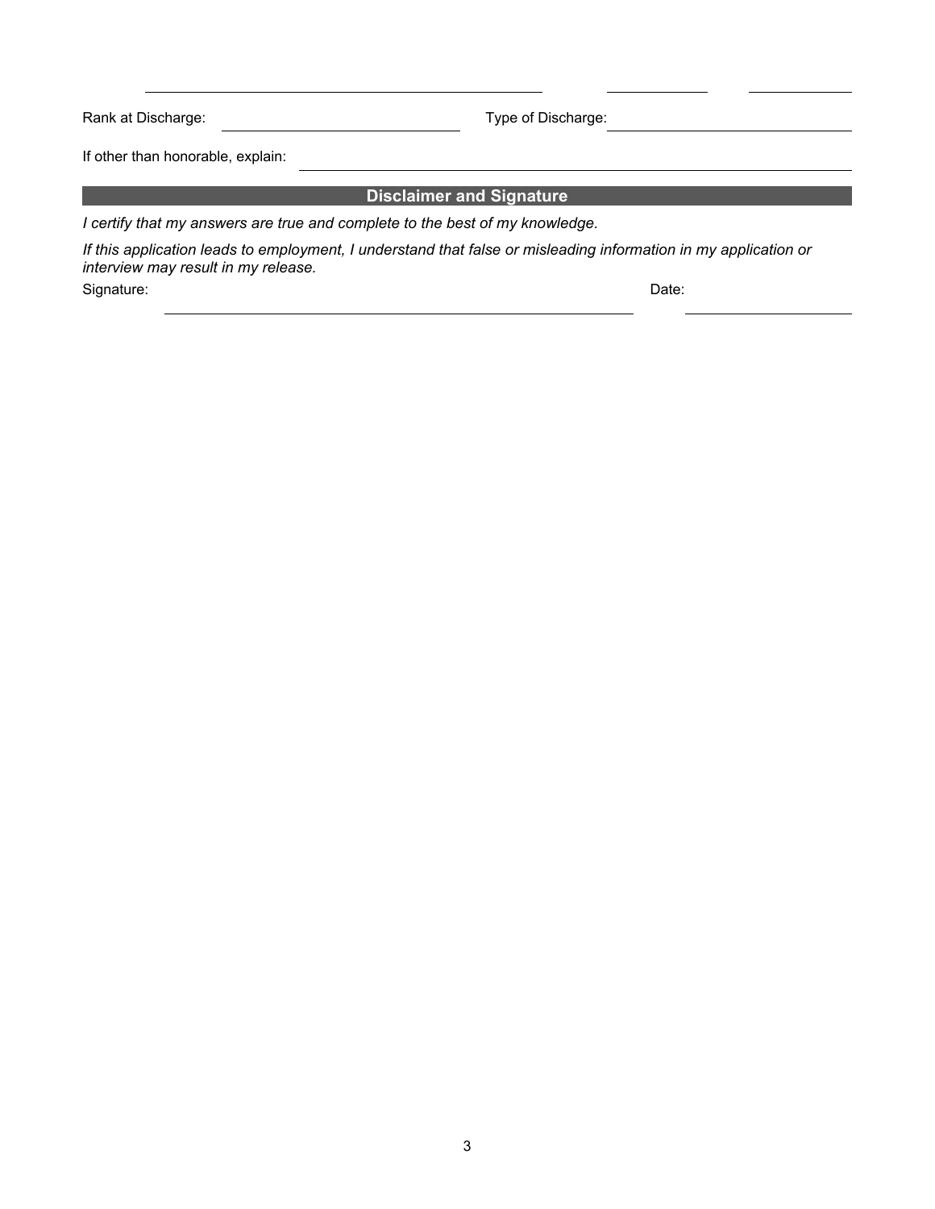Rank at Discharge: ______________________ Type of Discharge: ______________________

If other than honorable, explain: ______________________

## Disclaimer and Signature

*I certify that my answers are true and complete to the best of my knowledge.*

*If this application leads to employment, I understand that false or misleading information in my application or interview may result in my release.*

Signature: ______________________ Date: ______________________